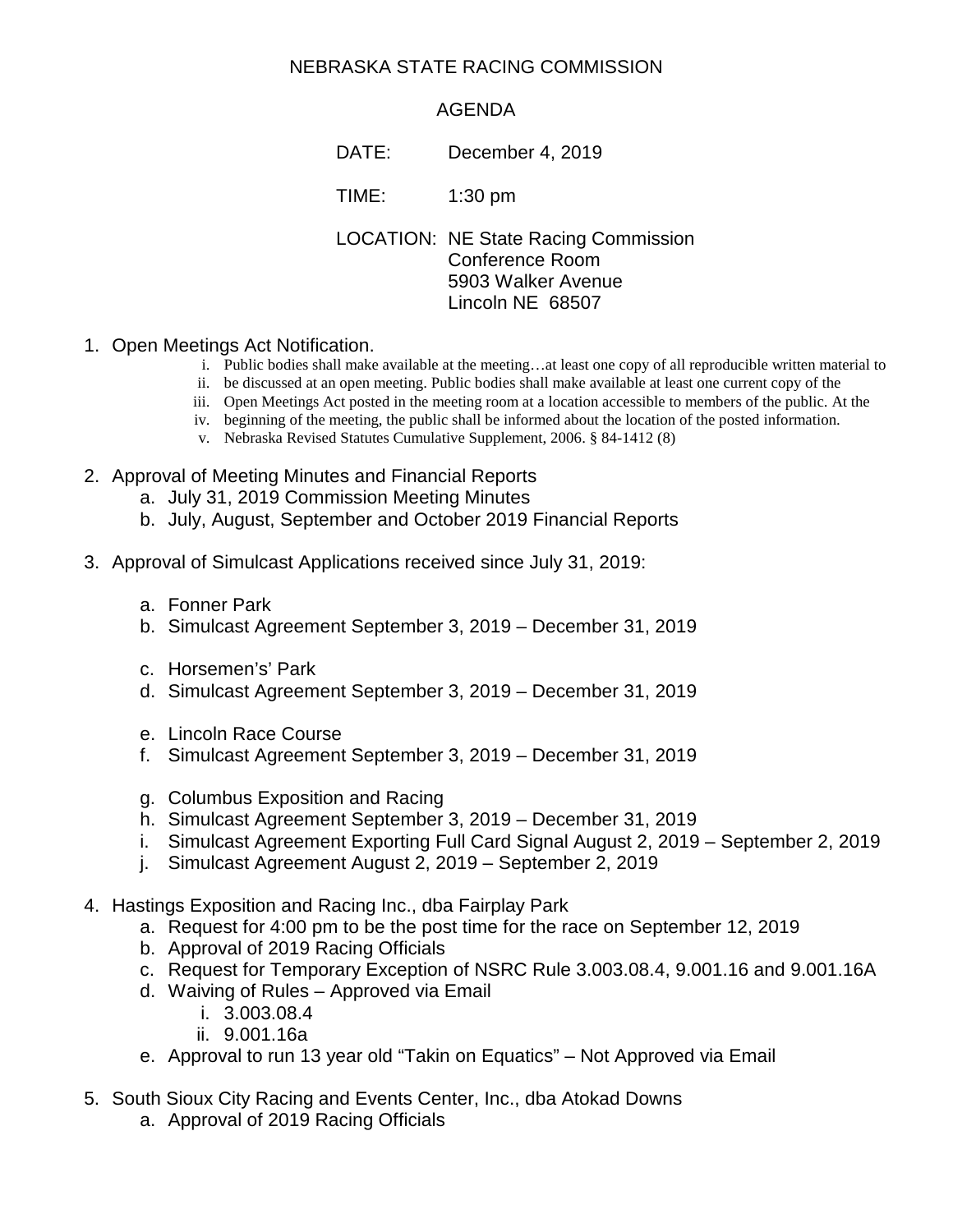# NEBRASKA STATE RACING COMMISSION

## AGENDA

DATE: December 4, 2019

TIME: 1:30 pm

LOCATION: NE State Racing Commission
Conference Room
5903 Walker Avenue
Lincoln NE 68507

1. Open Meetings Act Notification.
   i. Public bodies shall make available at the meeting…at least one copy of all reproducible written material to
   ii. be discussed at an open meeting. Public bodies shall make available at least one current copy of the
   iii. Open Meetings Act posted in the meeting room at a location accessible to members of the public. At the
   iv. beginning of the meeting, the public shall be informed about the location of the posted information.
   v. Nebraska Revised Statutes Cumulative Supplement, 2006. § 84-1412 (8)

2. Approval of Meeting Minutes and Financial Reports
   a. July 31, 2019 Commission Meeting Minutes
   b. July, August, September and October 2019 Financial Reports

3. Approval of Simulcast Applications received since July 31, 2019:
   a. Fonner Park
   b. Simulcast Agreement September 3, 2019 – December 31, 2019
   c. Horsemen's' Park
   d. Simulcast Agreement September 3, 2019 – December 31, 2019
   e. Lincoln Race Course
   f. Simulcast Agreement September 3, 2019 – December 31, 2019
   g. Columbus Exposition and Racing
   h. Simulcast Agreement September 3, 2019 – December 31, 2019
   i. Simulcast Agreement Exporting Full Card Signal August 2, 2019 – September 2, 2019
   j. Simulcast Agreement August 2, 2019 – September 2, 2019

4. Hastings Exposition and Racing Inc., dba Fairplay Park
   a. Request for 4:00 pm to be the post time for the race on September 12, 2019
   b. Approval of 2019 Racing Officials
   c. Request for Temporary Exception of NSRC Rule 3.003.08.4, 9.001.16 and 9.001.16A
   d. Waiving of Rules – Approved via Email
      i. 3.003.08.4
      ii. 9.001.16a
   e. Approval to run 13 year old "Takin on Equatics" – Not Approved via Email

5. South Sioux City Racing and Events Center, Inc., dba Atokad Downs
   a. Approval of 2019 Racing Officials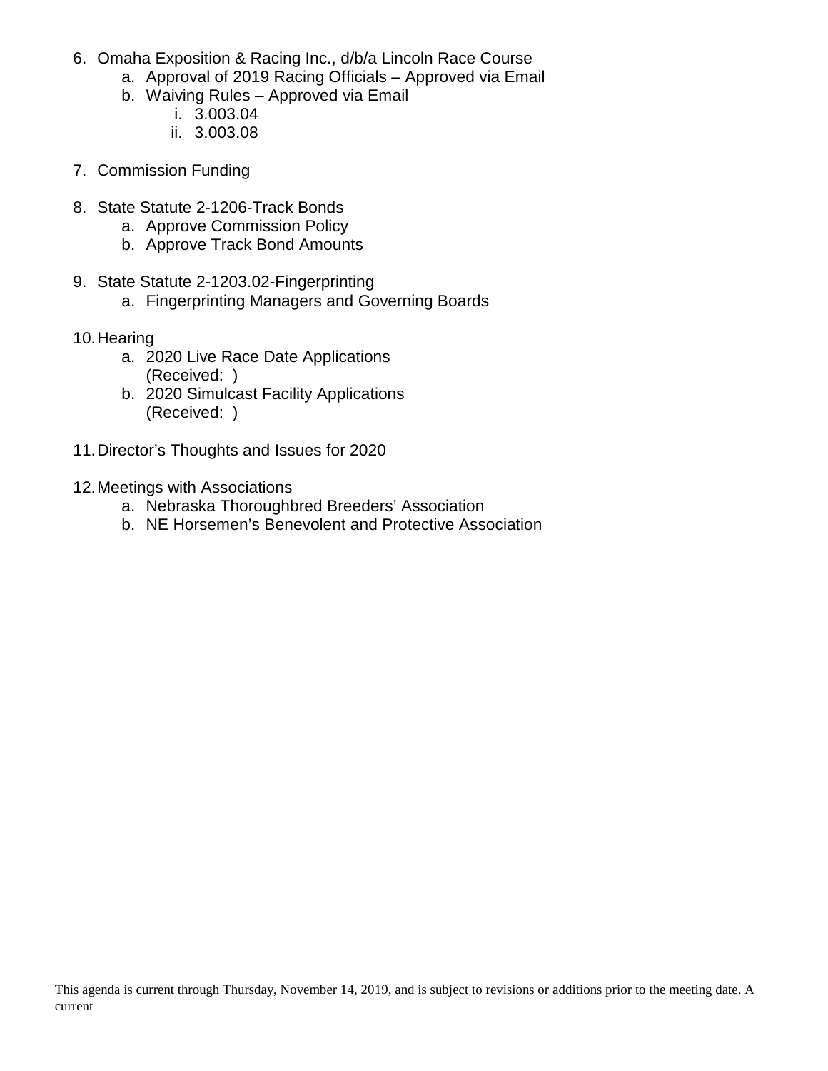6. Omaha Exposition & Racing Inc., d/b/a Lincoln Race Course
    a. Approval of 2019 Racing Officials – Approved via Email
    b. Waiving Rules – Approved via Email
        i. 3.003.04
        ii. 3.003.08

7. Commission Funding

8. State Statute 2-1206-Track Bonds
    a. Approve Commission Policy
    b. Approve Track Bond Amounts

9. State Statute 2-1203.02-Fingerprinting
    a. Fingerprinting Managers and Governing Boards

10. Hearing
    a. 2020 Live Race Date Applications
       (Received:  )
    b. 2020 Simulcast Facility Applications
       (Received:  )

11. Director's Thoughts and Issues for 2020

12. Meetings with Associations
    a. Nebraska Thoroughbred Breeders' Association
    b. NE Horsemen's Benevolent and Protective Association

This agenda is current through Thursday, November 14, 2019, and is subject to revisions or additions prior to the meeting date. A current